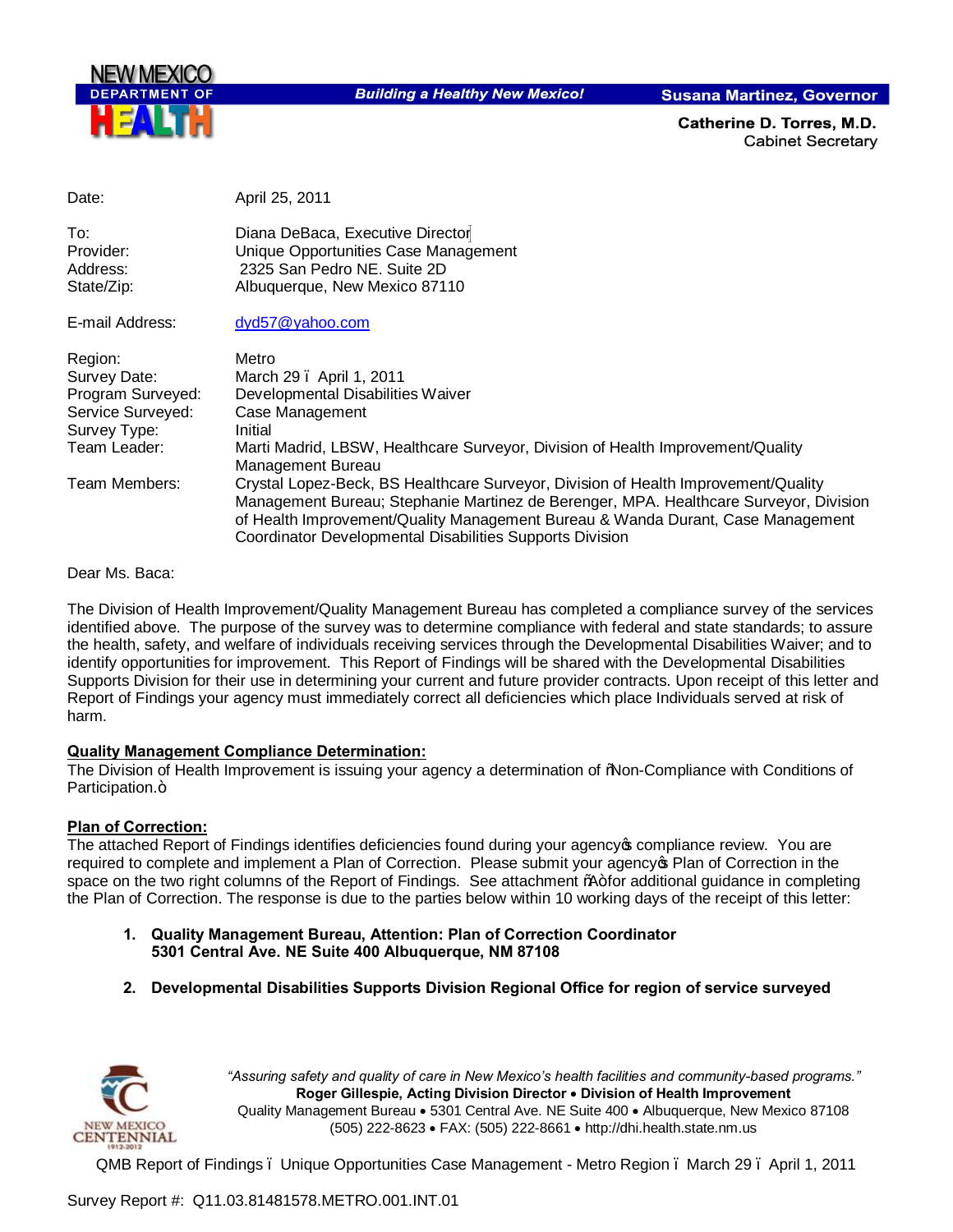NEW MEXICO DEPARTMENT OF HEALTH

*Building a Healthy New Mexico!*

**Susana Martinez, Governor**

**Catherine D. Torres, M.D.**
Cabinet Secretary

| | |
|---|---|
| Date: | April 25, 2011 |
| To: | Diana DeBaca, Executive Director |
| Provider: | Unique Opportunities Case Management |
| Address: | 2325 San Pedro NE. Suite 2D |
| State/Zip: | Albuquerque, New Mexico 87110 |
| E-mail Address: | dyd57@yahoo.com |
| Region: | Metro |
| Survey Date: | March 29 – April 1, 2011 |
| Program Surveyed: | Developmental Disabilities Waiver |
| Service Surveyed: | Case Management |
| Survey Type: | Initial |
| Team Leader: | Marti Madrid, LBSW, Healthcare Surveyor, Division of Health Improvement/Quality Management Bureau |
| Team Members: | Crystal Lopez-Beck, BS Healthcare Surveyor, Division of Health Improvement/Quality Management Bureau; Stephanie Martinez de Berenger, MPA. Healthcare Surveyor, Division of Health Improvement/Quality Management Bureau & Wanda Durant, Case Management Coordinator Developmental Disabilities Supports Division |

Dear Ms. Baca:

The Division of Health Improvement/Quality Management Bureau has completed a compliance survey of the services identified above. The purpose of the survey was to determine compliance with federal and state standards; to assure the health, safety, and welfare of individuals receiving services through the Developmental Disabilities Waiver; and to identify opportunities for improvement. This Report of Findings will be shared with the Developmental Disabilities Supports Division for their use in determining your current and future provider contracts. Upon receipt of this letter and Report of Findings your agency must immediately correct all deficiencies which place Individuals served at risk of harm.

**Quality Management Compliance Determination:**

The Division of Health Improvement is issuing your agency a determination of "Non-Compliance with Conditions of Participation."

**Plan of Correction:**

The attached Report of Findings identifies deficiencies found during your agency's compliance review. You are required to complete and implement a Plan of Correction. Please submit your agency's Plan of Correction in the space on the two right columns of the Report of Findings. See attachment "A" for additional guidance in completing the Plan of Correction. The response is due to the parties below within 10 working days of the receipt of this letter:

1. **Quality Management Bureau, Attention: Plan of Correction Coordinator**
   **5301 Central Ave. NE Suite 400 Albuquerque, NM 87108**

2. **Developmental Disabilities Supports Division Regional Office for region of service surveyed**

*"Assuring safety and quality of care in New Mexico's health facilities and community-based programs."*
**Roger Gillespie, Acting Division Director • Division of Health Improvement**
Quality Management Bureau • 5301 Central Ave. NE Suite 400 • Albuquerque, New Mexico 87108
(505) 222-8623 • FAX: (505) 222-8661 • http://dhi.health.state.nm.us

Survey Report #: Q11.03.81481578.METRO.001.INT.01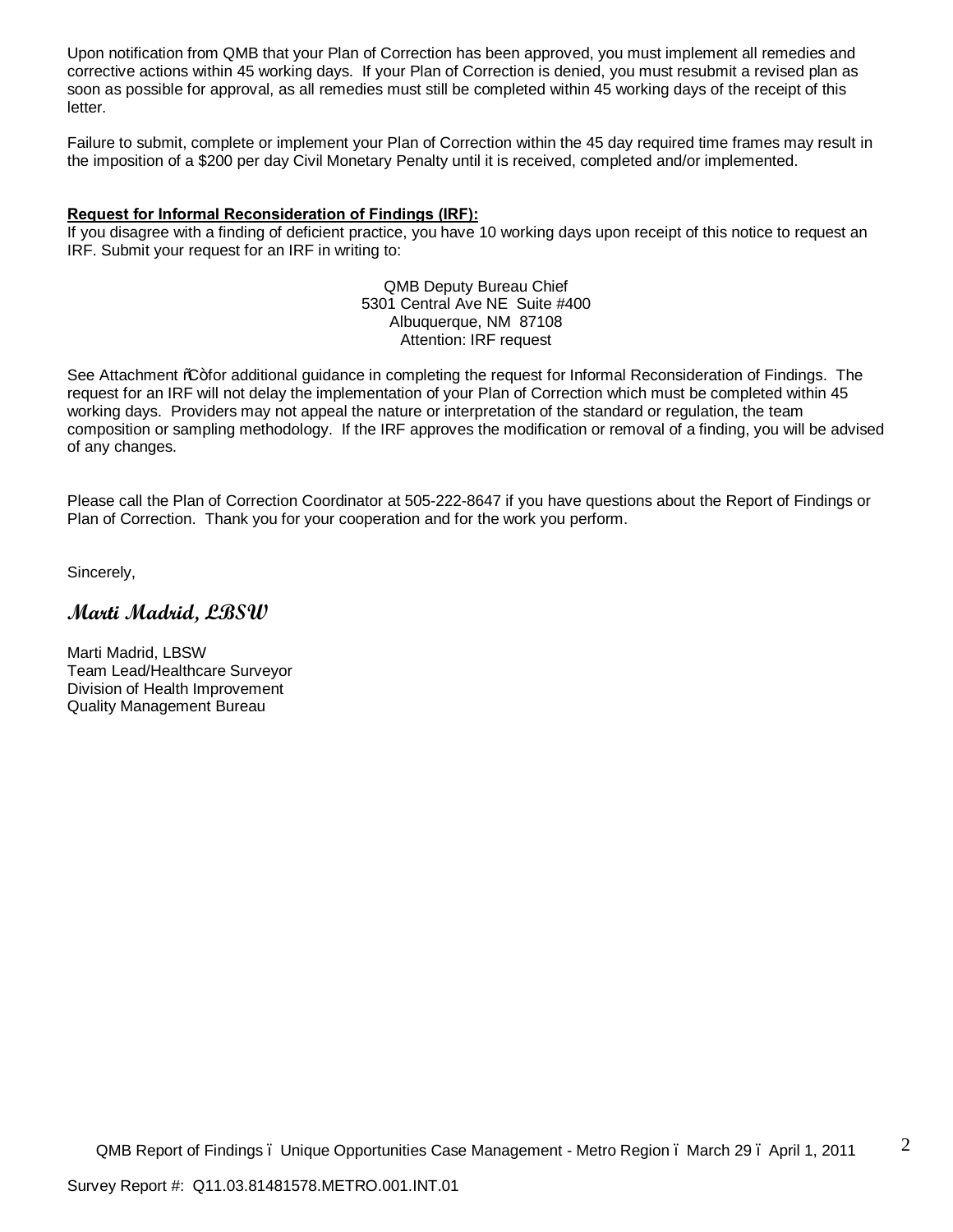Upon notification from QMB that your Plan of Correction has been approved, you must implement all remedies and corrective actions within 45 working days. If your Plan of Correction is denied, you must resubmit a revised plan as soon as possible for approval, as all remedies must still be completed within 45 working days of the receipt of this letter.

Failure to submit, complete or implement your Plan of Correction within the 45 day required time frames may result in the imposition of a $200 per day Civil Monetary Penalty until it is received, completed and/or implemented.

**Request for Informal Reconsideration of Findings (IRF):**
If you disagree with a finding of deficient practice, you have 10 working days upon receipt of this notice to request an IRF. Submit your request for an IRF in writing to:

QMB Deputy Bureau Chief
5301 Central Ave NE Suite #400
Albuquerque, NM 87108
Attention: IRF request

See Attachment "C" for additional guidance in completing the request for Informal Reconsideration of Findings. The request for an IRF will not delay the implementation of your Plan of Correction which must be completed within 45 working days. Providers may not appeal the nature or interpretation of the standard or regulation, the team composition or sampling methodology. If the IRF approves the modification or removal of a finding, you will be advised of any changes.

Please call the Plan of Correction Coordinator at 505-222-8647 if you have questions about the Report of Findings or Plan of Correction. Thank you for your cooperation and for the work you perform.

Sincerely,

***Marti Madrid, LBSW***

Marti Madrid, LBSW
Team Lead/Healthcare Surveyor
Division of Health Improvement
Quality Management Bureau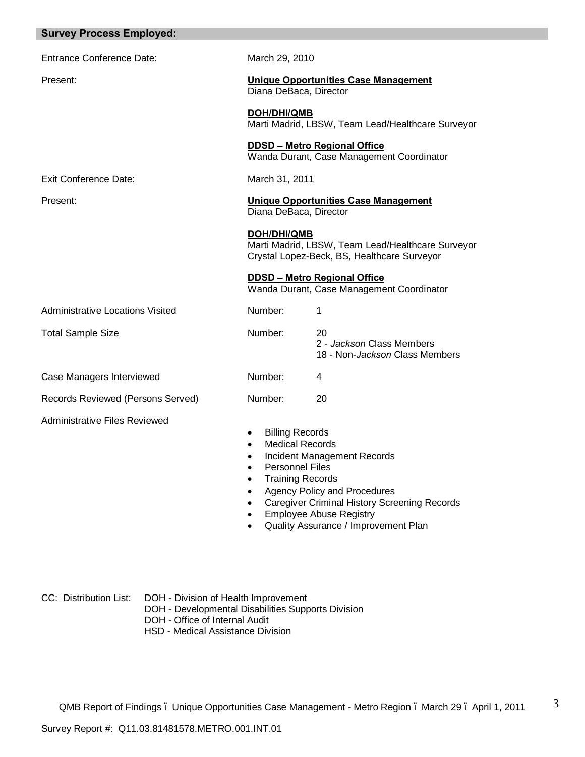## Survey Process Employed:

| | | |
|---|---|---|
| Entrance Conference Date: | March 29, 2010 | |
| Present: | **Unique Opportunities Case Management**<br>Diana DeBaca, Director<br><br>**DOH/DHI/QMB**<br>Marti Madrid, LBSW, Team Lead/Healthcare Surveyor<br><br>**DDSD – Metro Regional Office**<br>Wanda Durant, Case Management Coordinator | |
| Exit Conference Date: | March 31, 2011 | |
| Present: | **Unique Opportunities Case Management**<br>Diana DeBaca, Director<br><br>**DOH/DHI/QMB**<br>Marti Madrid, LBSW, Team Lead/Healthcare Surveyor<br>Crystal Lopez-Beck, BS, Healthcare Surveyor<br><br>**DDSD – Metro Regional Office**<br>Wanda Durant, Case Management Coordinator | |
| Administrative Locations Visited | Number: | 1 |
| Total Sample Size | Number: | 20<br>2 - *Jackson* Class Members<br>18 - Non-*Jackson* Class Members |
| Case Managers Interviewed | Number: | 4 |
| Records Reviewed (Persons Served) | Number: | 20 |

Administrative Files Reviewed

- Billing Records
- Medical Records
- Incident Management Records
- Personnel Files
- Training Records
- Agency Policy and Procedures
- Caregiver Criminal History Screening Records
- Employee Abuse Registry
- Quality Assurance / Improvement Plan

CC: Distribution List:
DOH - Division of Health Improvement
DOH - Developmental Disabilities Supports Division
DOH - Office of Internal Audit
HSD - Medical Assistance Division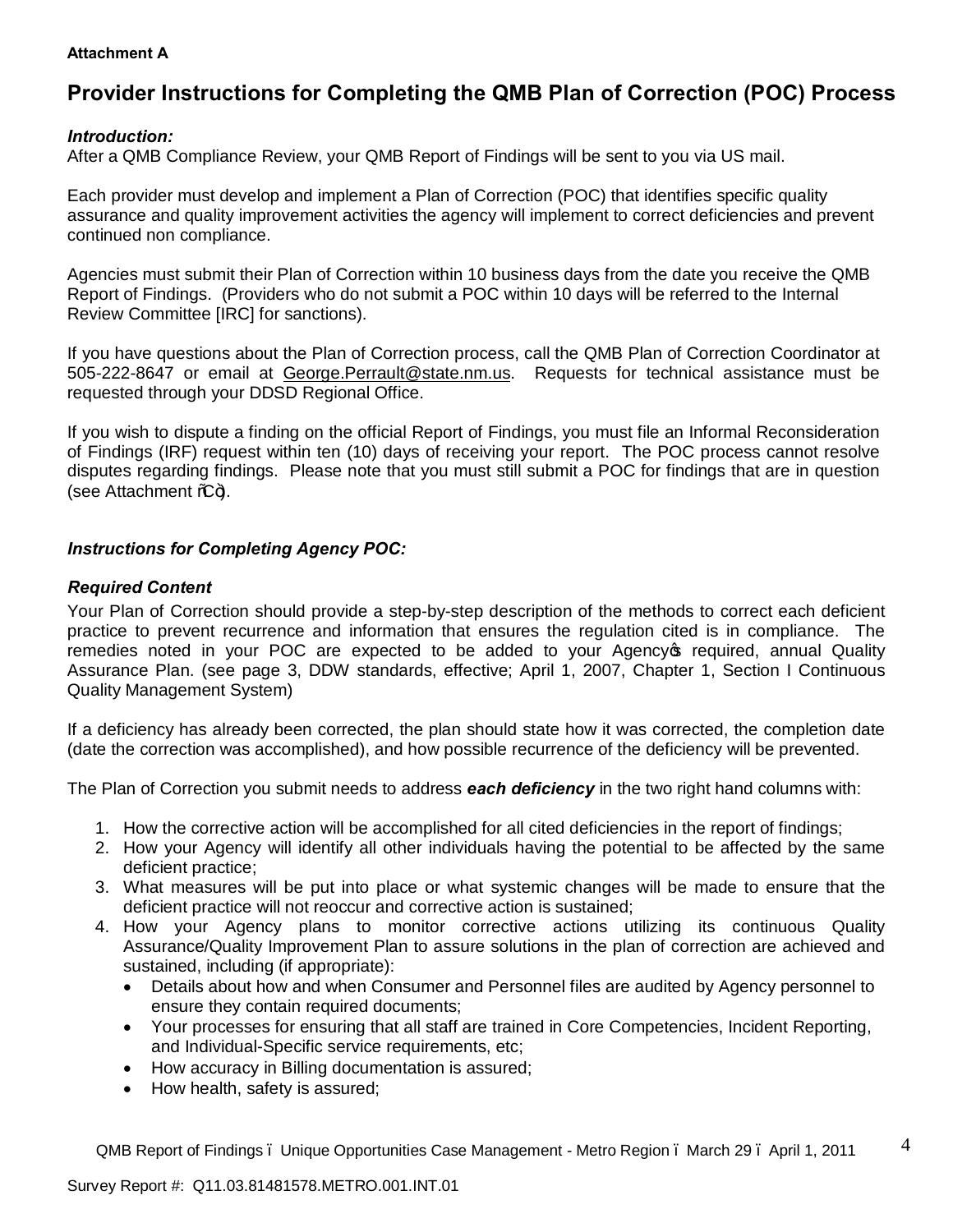**Attachment A**

# Provider Instructions for Completing the QMB Plan of Correction (POC) Process

***Introduction:***

After a QMB Compliance Review, your QMB Report of Findings will be sent to you via US mail.

Each provider must develop and implement a Plan of Correction (POC) that identifies specific quality assurance and quality improvement activities the agency will implement to correct deficiencies and prevent continued non compliance.

Agencies must submit their Plan of Correction within 10 business days from the date you receive the QMB Report of Findings. (Providers who do not submit a POC within 10 days will be referred to the Internal Review Committee [IRC] for sanctions).

If you have questions about the Plan of Correction process, call the QMB Plan of Correction Coordinator at 505-222-8647 or email at George.Perrault@state.nm.us. Requests for technical assistance must be requested through your DDSD Regional Office.

If you wish to dispute a finding on the official Report of Findings, you must file an Informal Reconsideration of Findings (IRF) request within ten (10) days of receiving your report. The POC process cannot resolve disputes regarding findings. Please note that you must still submit a POC for findings that are in question (see Attachment "C").

***Instructions for Completing Agency POC:***

***Required Content***

Your Plan of Correction should provide a step-by-step description of the methods to correct each deficient practice to prevent recurrence and information that ensures the regulation cited is in compliance. The remedies noted in your POC are expected to be added to your Agency's required, annual Quality Assurance Plan. (see page 3, DDW standards, effective; April 1, 2007, Chapter 1, Section I Continuous Quality Management System)

If a deficiency has already been corrected, the plan should state how it was corrected, the completion date (date the correction was accomplished), and how possible recurrence of the deficiency will be prevented.

The Plan of Correction you submit needs to address ***each deficiency*** in the two right hand columns with:

1. How the corrective action will be accomplished for all cited deficiencies in the report of findings;
2. How your Agency will identify all other individuals having the potential to be affected by the same deficient practice;
3. What measures will be put into place or what systemic changes will be made to ensure that the deficient practice will not reoccur and corrective action is sustained;
4. How your Agency plans to monitor corrective actions utilizing its continuous Quality Assurance/Quality Improvement Plan to assure solutions in the plan of correction are achieved and sustained, including (if appropriate):
   - Details about how and when Consumer and Personnel files are audited by Agency personnel to ensure they contain required documents;
   - Your processes for ensuring that all staff are trained in Core Competencies, Incident Reporting, and Individual-Specific service requirements, etc;
   - How accuracy in Billing documentation is assured;
   - How health, safety is assured;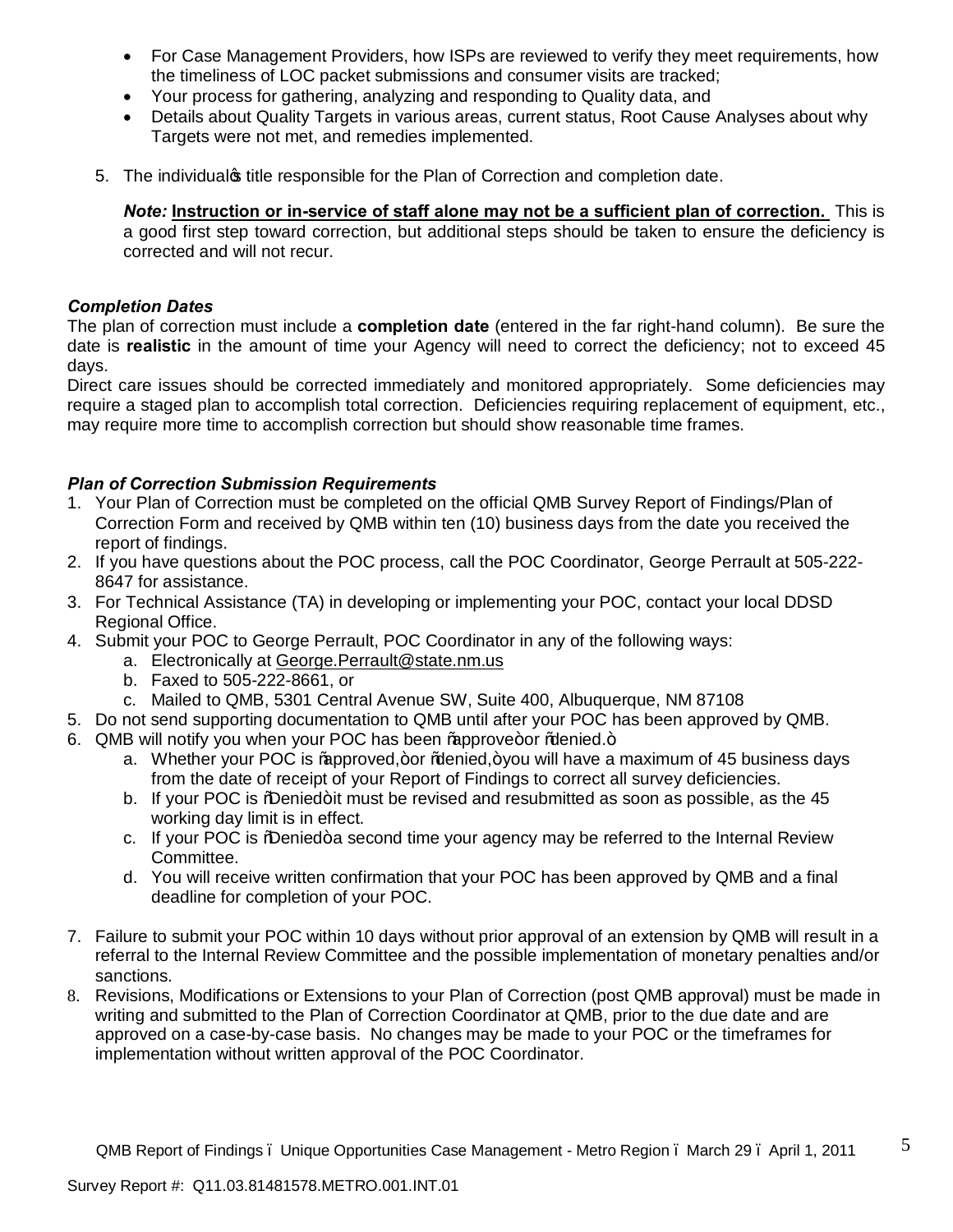- For Case Management Providers, how ISPs are reviewed to verify they meet requirements, how the timeliness of LOC packet submissions and consumer visits are tracked;
- Your process for gathering, analyzing and responding to Quality data, and
- Details about Quality Targets in various areas, current status, Root Cause Analyses about why Targets were not met, and remedies implemented.

5. The individual's title responsible for the Plan of Correction and completion date.

   ***Note:* <u>Instruction or in-service of staff alone may not be a sufficient plan of correction.</u>** This is a good first step toward correction, but additional steps should be taken to ensure the deficiency is corrected and will not recur.

***Completion Dates***

The plan of correction must include a **completion date** (entered in the far right-hand column). Be sure the date is **realistic** in the amount of time your Agency will need to correct the deficiency; not to exceed 45 days.

Direct care issues should be corrected immediately and monitored appropriately. Some deficiencies may require a staged plan to accomplish total correction. Deficiencies requiring replacement of equipment, etc., may require more time to accomplish correction but should show reasonable time frames.

***Plan of Correction Submission Requirements***

1. Your Plan of Correction must be completed on the official QMB Survey Report of Findings/Plan of Correction Form and received by QMB within ten (10) business days from the date you received the report of findings.
2. If you have questions about the POC process, call the POC Coordinator, George Perrault at 505-222-8647 for assistance.
3. For Technical Assistance (TA) in developing or implementing your POC, contact your local DDSD Regional Office.
4. Submit your POC to George Perrault, POC Coordinator in any of the following ways:
   a. Electronically at George.Perrault@state.nm.us
   b. Faxed to 505-222-8661, or
   c. Mailed to QMB, 5301 Central Avenue SW, Suite 400, Albuquerque, NM 87108
5. Do not send supporting documentation to QMB until after your POC has been approved by QMB.
6. QMB will notify you when your POC has been "approve" or "denied."
   a. Whether your POC is "approved," or "denied," you will have a maximum of 45 business days from the date of receipt of your Report of Findings to correct all survey deficiencies.
   b. If your POC is "Denied" it must be revised and resubmitted as soon as possible, as the 45 working day limit is in effect.
   c. If your POC is "Denied" a second time your agency may be referred to the Internal Review Committee.
   d. You will receive written confirmation that your POC has been approved by QMB and a final deadline for completion of your POC.
7. Failure to submit your POC within 10 days without prior approval of an extension by QMB will result in a referral to the Internal Review Committee and the possible implementation of monetary penalties and/or sanctions.
8. Revisions, Modifications or Extensions to your Plan of Correction (post QMB approval) must be made in writing and submitted to the Plan of Correction Coordinator at QMB, prior to the due date and are approved on a case-by-case basis. No changes may be made to your POC or the timeframes for implementation without written approval of the POC Coordinator.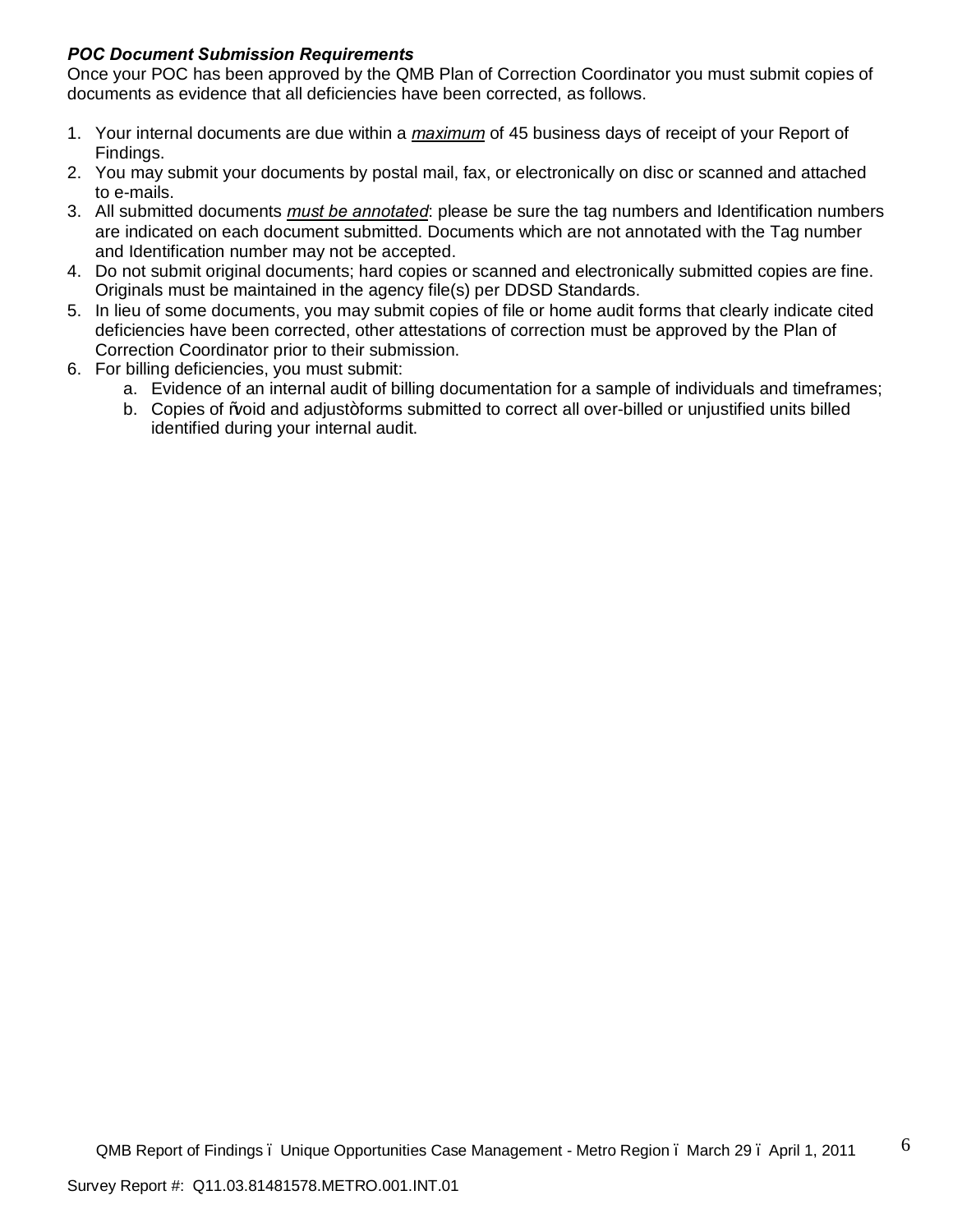***POC Document Submission Requirements***

Once your POC has been approved by the QMB Plan of Correction Coordinator you must submit copies of documents as evidence that all deficiencies have been corrected, as follows.

1. Your internal documents are due within a ***maximum*** of 45 business days of receipt of your Report of Findings.
2. You may submit your documents by postal mail, fax, or electronically on disc or scanned and attached to e-mails.
3. All submitted documents ***must be annotated***: please be sure the tag numbers and Identification numbers are indicated on each document submitted. Documents which are not annotated with the Tag number and Identification number may not be accepted.
4. Do not submit original documents; hard copies or scanned and electronically submitted copies are fine. Originals must be maintained in the agency file(s) per DDSD Standards.
5. In lieu of some documents, you may submit copies of file or home audit forms that clearly indicate cited deficiencies have been corrected, other attestations of correction must be approved by the Plan of Correction Coordinator prior to their submission.
6. For billing deficiencies, you must submit:
   a. Evidence of an internal audit of billing documentation for a sample of individuals and timeframes;
   b. Copies of "void and adjust" forms submitted to correct all over-billed or unjustified units billed identified during your internal audit.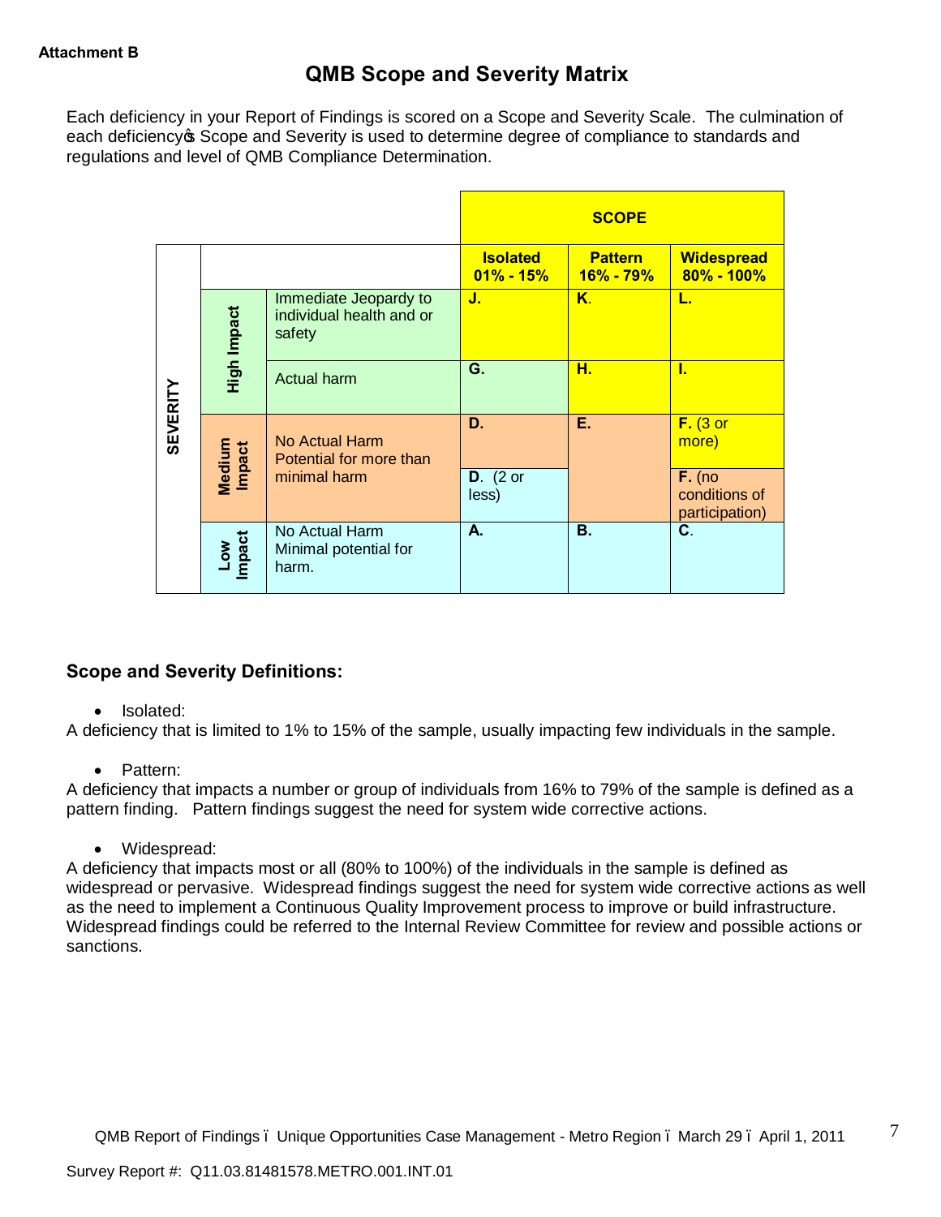**Attachment B**

# QMB Scope and Severity Matrix

Each deficiency in your Report of Findings is scored on a Scope and Severity Scale. The culmination of each deficiency's Scope and Severity is used to determine degree of compliance to standards and regulations and level of QMB Compliance Determination.

| SEVERITY | | | SCOPE | | |
|---|---|---|---|---|---|
| | | | **Isolated 01% - 15%** | **Pattern 16% - 79%** | **Widespread 80% - 100%** |
| | **High Impact** | Immediate Jeopardy to individual health and or safety | **J.** | **K.** | **L.** |
| | | Actual harm | **G.** | **H.** | **I.** |
| | **Medium Impact** | No Actual Harm Potential for more than minimal harm | **D.** | **E.** | **F.** (3 or more) |
| | | | **D.** (2 or less) | | **F.** (no conditions of participation) |
| | **Low Impact** | No Actual Harm Minimal potential for harm. | **A.** | **B.** | **C.** |

## Scope and Severity Definitions:

- Isolated:

A deficiency that is limited to 1% to 15% of the sample, usually impacting few individuals in the sample.

- Pattern:

A deficiency that impacts a number or group of individuals from 16% to 79% of the sample is defined as a pattern finding. Pattern findings suggest the need for system wide corrective actions.

- Widespread:

A deficiency that impacts most or all (80% to 100%) of the individuals in the sample is defined as widespread or pervasive. Widespread findings suggest the need for system wide corrective actions as well as the need to implement a Continuous Quality Improvement process to improve or build infrastructure. Widespread findings could be referred to the Internal Review Committee for review and possible actions or sanctions.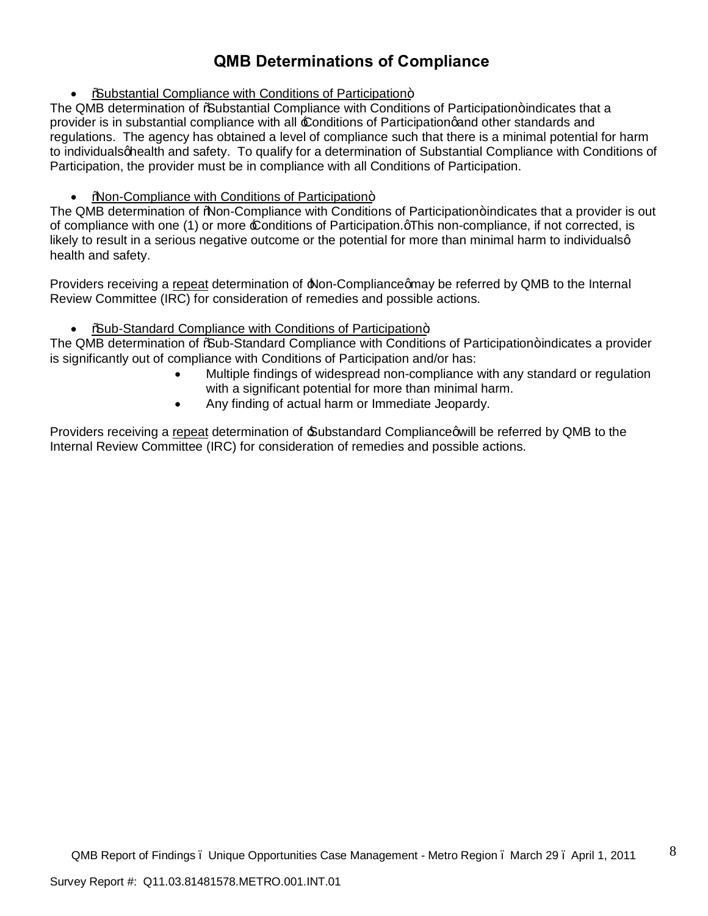## QMB Determinations of Compliance

- "Substantial Compliance with Conditions of Participation"

The QMB determination of "Substantial Compliance with Conditions of Participation" indicates that a provider is in substantial compliance with all 'Conditions of Participation' and other standards and regulations. The agency has obtained a level of compliance such that there is a minimal potential for harm to individuals' health and safety. To qualify for a determination of Substantial Compliance with Conditions of Participation, the provider must be in compliance with all Conditions of Participation.

- "Non-Compliance with Conditions of Participation"

The QMB determination of "Non-Compliance with Conditions of Participation" indicates that a provider is out of compliance with one (1) or more 'Conditions of Participation.' This non-compliance, if not corrected, is likely to result in a serious negative outcome or the potential for more than minimal harm to individuals' health and safety.

Providers receiving a repeat determination of 'Non-Compliance' may be referred by QMB to the Internal Review Committee (IRC) for consideration of remedies and possible actions.

- "Sub-Standard Compliance with Conditions of Participation"

The QMB determination of "Sub-Standard Compliance with Conditions of Participation" indicates a provider is significantly out of compliance with Conditions of Participation and/or has:

  - Multiple findings of widespread non-compliance with any standard or regulation with a significant potential for more than minimal harm.
  - Any finding of actual harm or Immediate Jeopardy.

Providers receiving a repeat determination of 'Substandard Compliance' will be referred by QMB to the Internal Review Committee (IRC) for consideration of remedies and possible actions.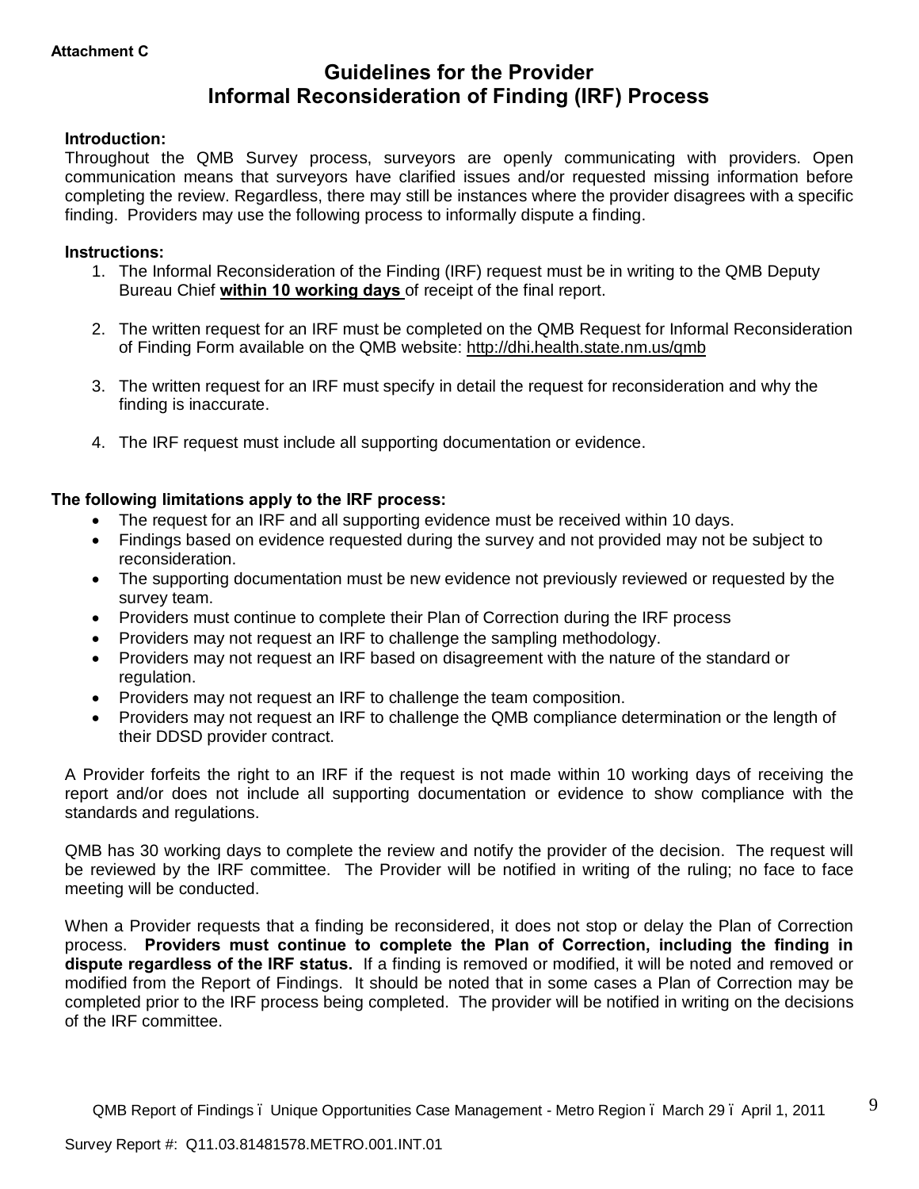**Attachment C**

# Guidelines for the Provider Informal Reconsideration of Finding (IRF) Process

**Introduction:**

Throughout the QMB Survey process, surveyors are openly communicating with providers. Open communication means that surveyors have clarified issues and/or requested missing information before completing the review. Regardless, there may still be instances where the provider disagrees with a specific finding. Providers may use the following process to informally dispute a finding.

**Instructions:**

1. The Informal Reconsideration of the Finding (IRF) request must be in writing to the QMB Deputy Bureau Chief **within 10 working days** of receipt of the final report.

2. The written request for an IRF must be completed on the QMB Request for Informal Reconsideration of Finding Form available on the QMB website: http://dhi.health.state.nm.us/qmb

3. The written request for an IRF must specify in detail the request for reconsideration and why the finding is inaccurate.

4. The IRF request must include all supporting documentation or evidence.

**The following limitations apply to the IRF process:**

- The request for an IRF and all supporting evidence must be received within 10 days.
- Findings based on evidence requested during the survey and not provided may not be subject to reconsideration.
- The supporting documentation must be new evidence not previously reviewed or requested by the survey team.
- Providers must continue to complete their Plan of Correction during the IRF process
- Providers may not request an IRF to challenge the sampling methodology.
- Providers may not request an IRF based on disagreement with the nature of the standard or regulation.
- Providers may not request an IRF to challenge the team composition.
- Providers may not request an IRF to challenge the QMB compliance determination or the length of their DDSD provider contract.

A Provider forfeits the right to an IRF if the request is not made within 10 working days of receiving the report and/or does not include all supporting documentation or evidence to show compliance with the standards and regulations.

QMB has 30 working days to complete the review and notify the provider of the decision. The request will be reviewed by the IRF committee. The Provider will be notified in writing of the ruling; no face to face meeting will be conducted.

When a Provider requests that a finding be reconsidered, it does not stop or delay the Plan of Correction process. **Providers must continue to complete the Plan of Correction, including the finding in dispute regardless of the IRF status.** If a finding is removed or modified, it will be noted and removed or modified from the Report of Findings. It should be noted that in some cases a Plan of Correction may be completed prior to the IRF process being completed. The provider will be notified in writing on the decisions of the IRF committee.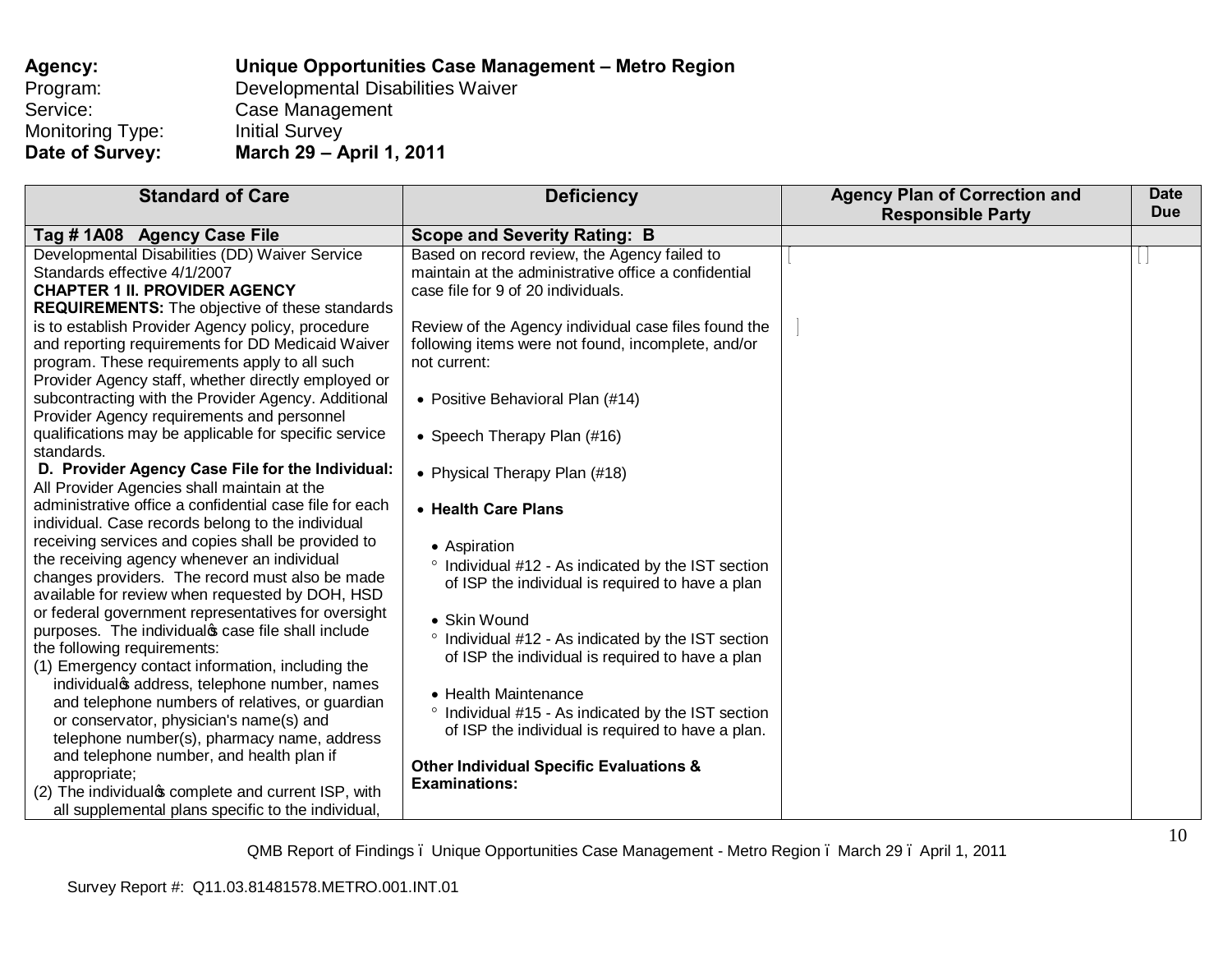**Agency:** **Unique Opportunities Case Management – Metro Region**
Program: Developmental Disabilities Waiver
Service: Case Management
Monitoring Type: Initial Survey
**Date of Survey:** **March 29 – April 1, 2011**

| Standard of Care | Deficiency | Agency Plan of Correction and Responsible Party | Date Due |
|---|---|---|---|
| **Tag # 1A08 Agency Case File** | **Scope and Severity Rating: B** | | |
| Developmental Disabilities (DD) Waiver Service Standards effective 4/1/2007<br>**CHAPTER 1 II. PROVIDER AGENCY REQUIREMENTS:** The objective of these standards is to establish Provider Agency policy, procedure and reporting requirements for DD Medicaid Waiver program. These requirements apply to all such Provider Agency staff, whether directly employed or subcontracting with the Provider Agency. Additional Provider Agency requirements and personnel qualifications may be applicable for specific service standards.<br>**D. Provider Agency Case File for the Individual:** All Provider Agencies shall maintain at the administrative office a confidential case file for each individual. Case records belong to the individual receiving services and copies shall be provided to the receiving agency whenever an individual changes providers. The record must also be made available for review when requested by DOH, HSD or federal government representatives for oversight purposes. The individual's case file shall include the following requirements:<br>(1) Emergency contact information, including the individual's address, telephone number, names and telephone numbers of relatives, or guardian or conservator, physician's name(s) and telephone number(s), pharmacy name, address and telephone number, and health plan if appropriate;<br>(2) The individual's complete and current ISP, with all supplemental plans specific to the individual, | Based on record review, the Agency failed to maintain at the administrative office a confidential case file for 9 of 20 individuals.<br><br>Review of the Agency individual case files found the following items were not found, incomplete, and/or not current:<br><br>• Positive Behavioral Plan (#14)<br><br>• Speech Therapy Plan (#16)<br><br>• Physical Therapy Plan (#18)<br><br>• **Health Care Plans**<br><br>• Aspiration<br>° Individual #12 - As indicated by the IST section of ISP the individual is required to have a plan<br><br>• Skin Wound<br>° Individual #12 - As indicated by the IST section of ISP the individual is required to have a plan<br><br>• Health Maintenance<br>° Individual #15 - As indicated by the IST section of ISP the individual is required to have a plan.<br><br>**Other Individual Specific Evaluations & Examinations:** | | |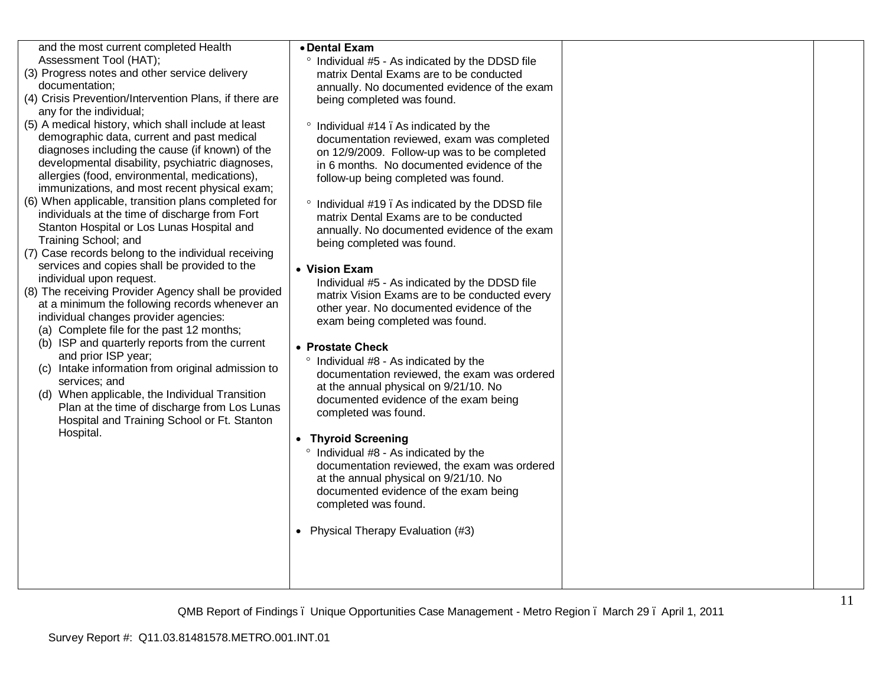| | | | |
|---|---|---|---|
| and the most current completed Health Assessment Tool (HAT);<br>(3) Progress notes and other service delivery documentation;<br>(4) Crisis Prevention/Intervention Plans, if there are any for the individual;<br>(5) A medical history, which shall include at least demographic data, current and past medical diagnoses including the cause (if known) of the developmental disability, psychiatric diagnoses, allergies (food, environmental, medications), immunizations, and most recent physical exam;<br>(6) When applicable, transition plans completed for individuals at the time of discharge from Fort Stanton Hospital or Los Lunas Hospital and Training School; and<br>(7) Case records belong to the individual receiving services and copies shall be provided to the individual upon request.<br>(8) The receiving Provider Agency shall be provided at a minimum the following records whenever an individual changes provider agencies:<br>(a) Complete file for the past 12 months;<br>(b) ISP and quarterly reports from the current and prior ISP year;<br>(c) Intake information from original admission to services; and<br>(d) When applicable, the Individual Transition Plan at the time of discharge from Los Lunas Hospital and Training School or Ft. Stanton Hospital. | • **Dental Exam**<br>° Individual #5 - As indicated by the DDSD file matrix Dental Exams are to be conducted annually. No documented evidence of the exam being completed was found.<br>° Individual #14 ï As indicated by the documentation reviewed, exam was completed on 12/9/2009. Follow-up was to be completed in 6 months. No documented evidence of the follow-up being completed was found.<br>° Individual #19 ï As indicated by the DDSD file matrix Dental Exams are to be conducted annually. No documented evidence of the exam being completed was found.<br><br>• **Vision Exam**<br>Individual #5 - As indicated by the DDSD file matrix Vision Exams are to be conducted every other year. No documented evidence of the exam being completed was found.<br><br>• **Prostate Check**<br>° Individual #8 - As indicated by the documentation reviewed, the exam was ordered at the annual physical on 9/21/10. No documented evidence of the exam being completed was found.<br><br>• **Thyroid Screening**<br>° Individual #8 - As indicated by the documentation reviewed, the exam was ordered at the annual physical on 9/21/10. No documented evidence of the exam being completed was found.<br><br>• Physical Therapy Evaluation (#3) | | |

QMB Report of Findings ï Unique Opportunities Case Management - Metro Region ï March 29 ï April 1, 2011

Survey Report #: Q11.03.81481578.METRO.001.INT.01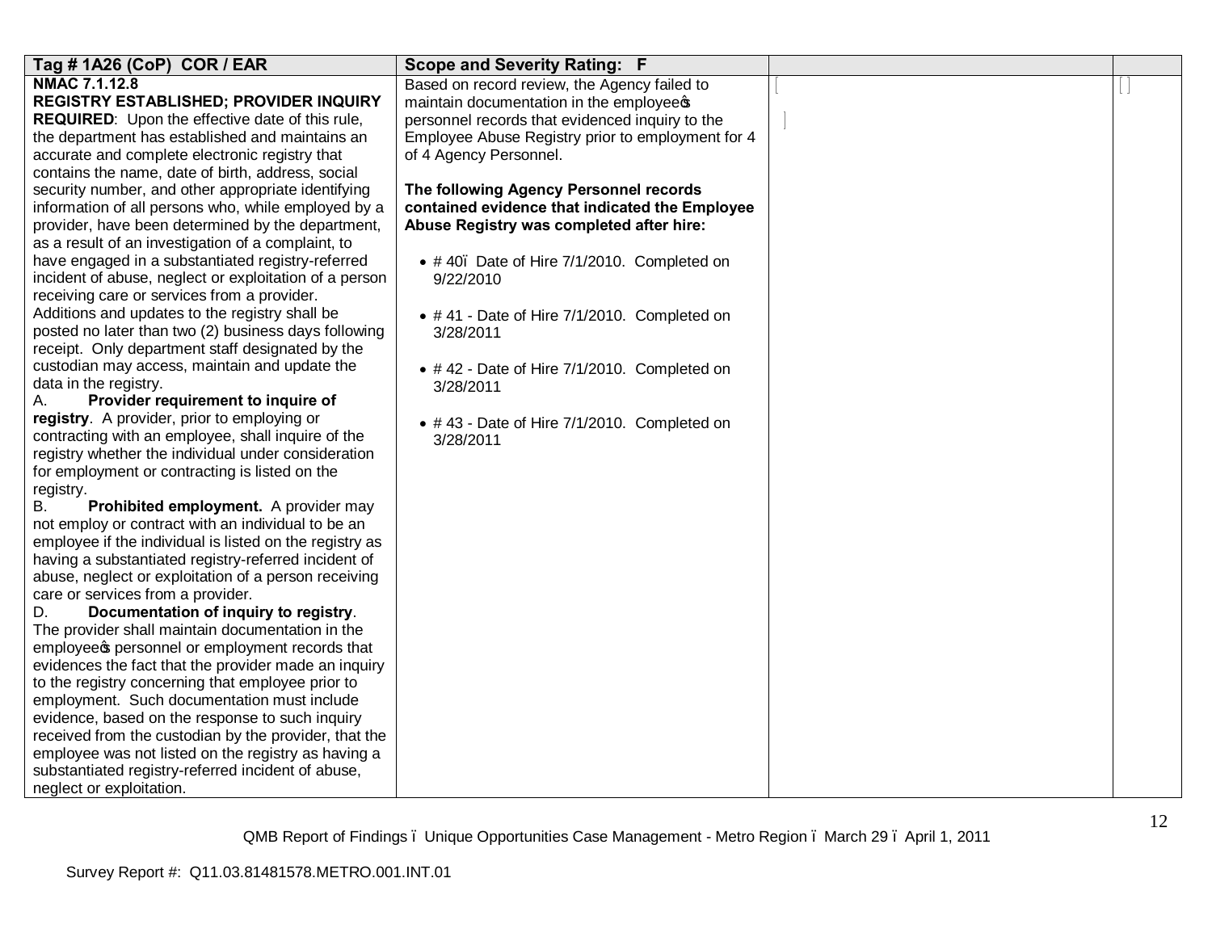| Tag # 1A26 (CoP) COR / EAR | Scope and Severity Rating: F | | |
|---|---|---|---|
| **NMAC 7.1.12.8**<br>**REGISTRY ESTABLISHED; PROVIDER INQUIRY REQUIRED**: Upon the effective date of this rule, the department has established and maintains an accurate and complete electronic registry that contains the name, date of birth, address, social security number, and other appropriate identifying information of all persons who, while employed by a provider, have been determined by the department, as a result of an investigation of a complaint, to have engaged in a substantiated registry-referred incident of abuse, neglect or exploitation of a person receiving care or services from a provider. Additions and updates to the registry shall be posted no later than two (2) business days following receipt. Only department staff designated by the custodian may access, maintain and update the data in the registry.<br>A. **Provider requirement to inquire of registry**. A provider, prior to employing or contracting with an employee, shall inquire of the registry whether the individual under consideration for employment or contracting is listed on the registry.<br>B. **Prohibited employment.** A provider may not employ or contract with an individual to be an employee if the individual is listed on the registry as having a substantiated registry-referred incident of abuse, neglect or exploitation of a person receiving care or services from a provider.<br>D. **Documentation of inquiry to registry**. The provider shall maintain documentation in the employee's personnel or employment records that evidences the fact that the provider made an inquiry to the registry concerning that employee prior to employment. Such documentation must include evidence, based on the response to such inquiry received from the custodian by the provider, that the employee was not listed on the registry as having a substantiated registry-referred incident of abuse, neglect or exploitation. | Based on record review, the Agency failed to maintain documentation in the employee's personnel records that evidenced inquiry to the Employee Abuse Registry prior to employment for 4 of 4 Agency Personnel.<br><br>**The following Agency Personnel records contained evidence that indicated the Employee Abuse Registry was completed after hire:**<br><br>• # 40 – Date of Hire 7/1/2010. Completed on 9/22/2010<br><br>• # 41 - Date of Hire 7/1/2010. Completed on 3/28/2011<br><br>• # 42 - Date of Hire 7/1/2010. Completed on 3/28/2011<br><br>• # 43 - Date of Hire 7/1/2010. Completed on 3/28/2011 | | |

QMB Report of Findings – Unique Opportunities Case Management - Metro Region – March 29 – April 1, 2011

Survey Report #: Q11.03.81481578.METRO.001.INT.01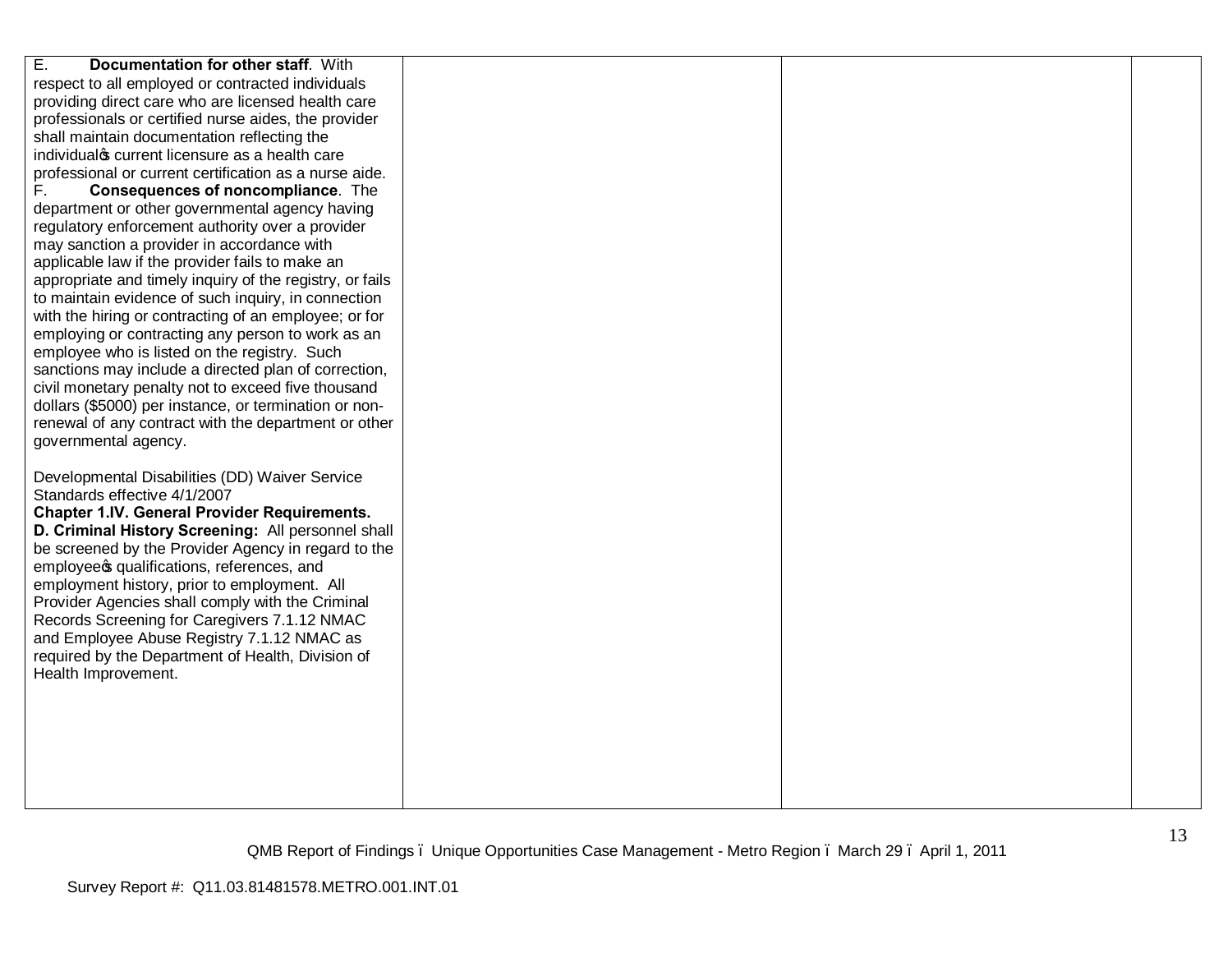| | | | |
|---|---|---|---|
| E. **Documentation for other staff**. With respect to all employed or contracted individuals providing direct care who are licensed health care professionals or certified nurse aides, the provider shall maintain documentation reflecting the individual's current licensure as a health care professional or current certification as a nurse aide.<br>F. **Consequences of noncompliance**. The department or other governmental agency having regulatory enforcement authority over a provider may sanction a provider in accordance with applicable law if the provider fails to make an appropriate and timely inquiry of the registry, or fails to maintain evidence of such inquiry, in connection with the hiring or contracting of an employee; or for employing or contracting any person to work as an employee who is listed on the registry. Such sanctions may include a directed plan of correction, civil monetary penalty not to exceed five thousand dollars ($5000) per instance, or termination or non-renewal of any contract with the department or other governmental agency.<br><br>Developmental Disabilities (DD) Waiver Service Standards effective 4/1/2007<br>**Chapter 1.IV. General Provider Requirements.**<br>**D. Criminal History Screening:** All personnel shall be screened by the Provider Agency in regard to the employee's qualifications, references, and employment history, prior to employment. All Provider Agencies shall comply with the Criminal Records Screening for Caregivers 7.1.12 NMAC and Employee Abuse Registry 7.1.12 NMAC as required by the Department of Health, Division of Health Improvement. | | | |

QMB Report of Findings – Unique Opportunities Case Management - Metro Region – March 29 – April 1, 2011

Survey Report #: Q11.03.81481578.METRO.001.INT.01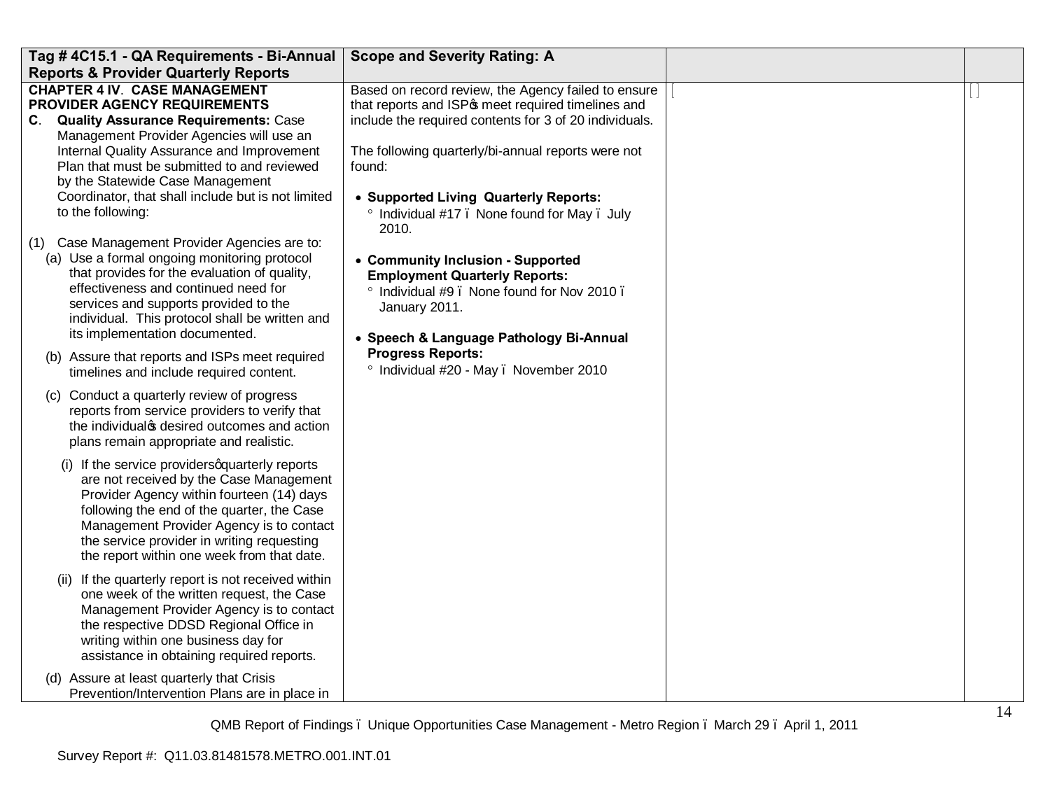| Tag # 4C15.1 - QA Requirements - Bi-Annual Reports & Provider Quarterly Reports | Scope and Severity Rating: A | | |
|---|---|---|---|
| **CHAPTER 4 IV. CASE MANAGEMENT PROVIDER AGENCY REQUIREMENTS**<br>**C. Quality Assurance Requirements:** Case Management Provider Agencies will use an Internal Quality Assurance and Improvement Plan that must be submitted to and reviewed by the Statewide Case Management Coordinator, that shall include but is not limited to the following:<br><br>(1) Case Management Provider Agencies are to:<br>(a) Use a formal ongoing monitoring protocol that provides for the evaluation of quality, effectiveness and continued need for services and supports provided to the individual. This protocol shall be written and its implementation documented.<br>(b) Assure that reports and ISPs meet required timelines and include required content.<br>(c) Conduct a quarterly review of progress reports from service providers to verify that the individual's desired outcomes and action plans remain appropriate and realistic.<br>(i) If the service providers' quarterly reports are not received by the Case Management Provider Agency within fourteen (14) days following the end of the quarter, the Case Management Provider Agency is to contact the service provider in writing requesting the report within one week from that date.<br>(ii) If the quarterly report is not received within one week of the written request, the Case Management Provider Agency is to contact the respective DDSD Regional Office in writing within one business day for assistance in obtaining required reports.<br>(d) Assure at least quarterly that Crisis Prevention/Intervention Plans are in place in | Based on record review, the Agency failed to ensure that reports and ISP's meet required timelines and include the required contents for 3 of 20 individuals.<br><br>The following quarterly/bi-annual reports were not found:<br><br>• **Supported Living Quarterly Reports:**<br>° Individual #17 – None found for May – July 2010.<br><br>• **Community Inclusion - Supported Employment Quarterly Reports:**<br>° Individual #9 – None found for Nov 2010 – January 2011.<br><br>• **Speech & Language Pathology Bi-Annual Progress Reports:**<br>° Individual #20 - May – November 2010 | | |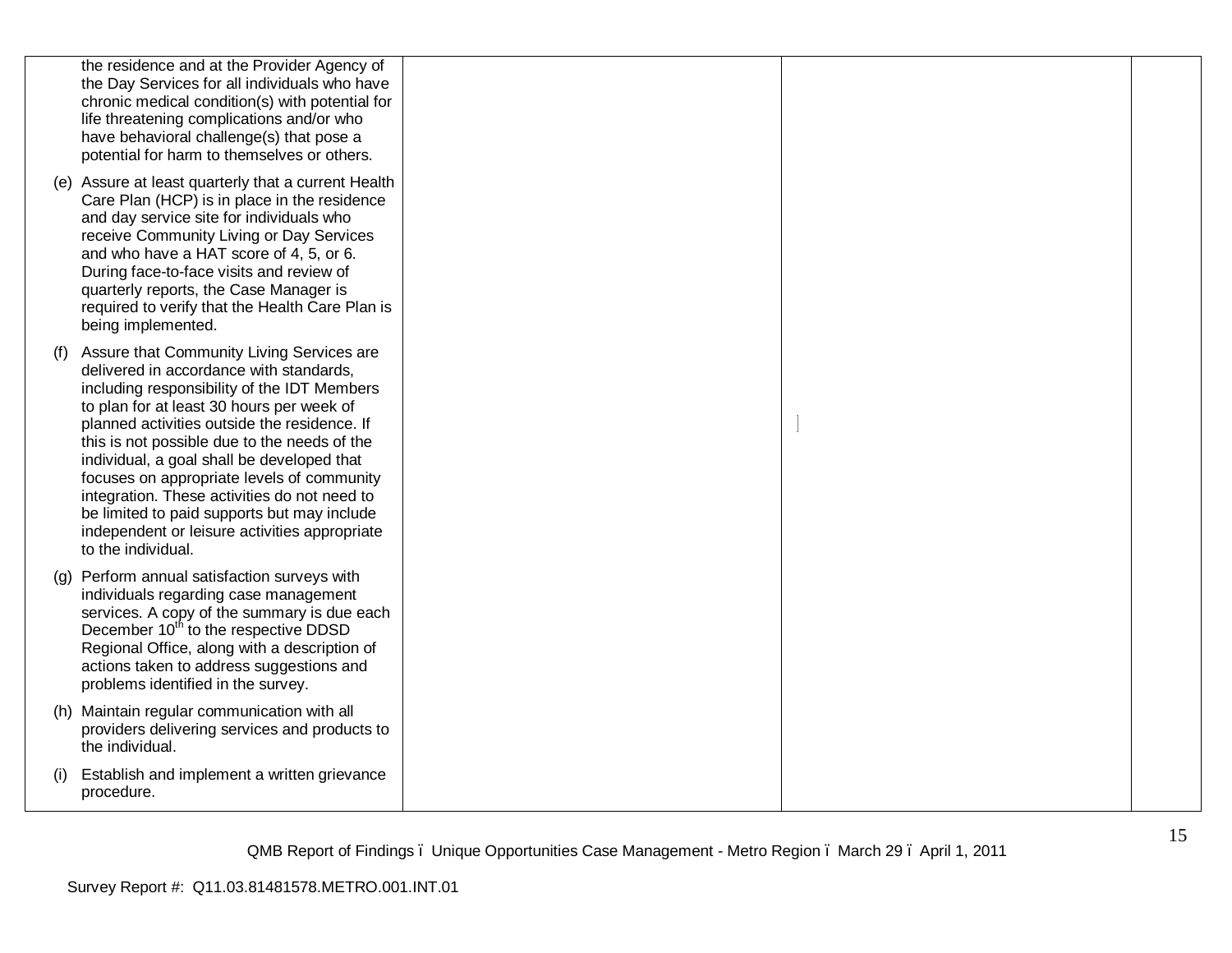| | | | |
|---|---|---|---|
| the residence and at the Provider Agency of the Day Services for all individuals who have chronic medical condition(s) with potential for life threatening complications and/or who have behavioral challenge(s) that pose a potential for harm to themselves or others.<br><br>(e) Assure at least quarterly that a current Health Care Plan (HCP) is in place in the residence and day service site for individuals who receive Community Living or Day Services and who have a HAT score of 4, 5, or 6. During face-to-face visits and review of quarterly reports, the Case Manager is required to verify that the Health Care Plan is being implemented.<br><br>(f) Assure that Community Living Services are delivered in accordance with standards, including responsibility of the IDT Members to plan for at least 30 hours per week of planned activities outside the residence. If this is not possible due to the needs of the individual, a goal shall be developed that focuses on appropriate levels of community integration. These activities do not need to be limited to paid supports but may include independent or leisure activities appropriate to the individual.<br><br>(g) Perform annual satisfaction surveys with individuals regarding case management services. A copy of the summary is due each December 10th to the respective DDSD Regional Office, along with a description of actions taken to address suggestions and problems identified in the survey.<br><br>(h) Maintain regular communication with all providers delivering services and products to the individual.<br><br>(i) Establish and implement a written grievance procedure. | | | |

QMB Report of Findings – Unique Opportunities Case Management - Metro Region – March 29 – April 1, 2011

Survey Report #: Q11.03.81481578.METRO.001.INT.01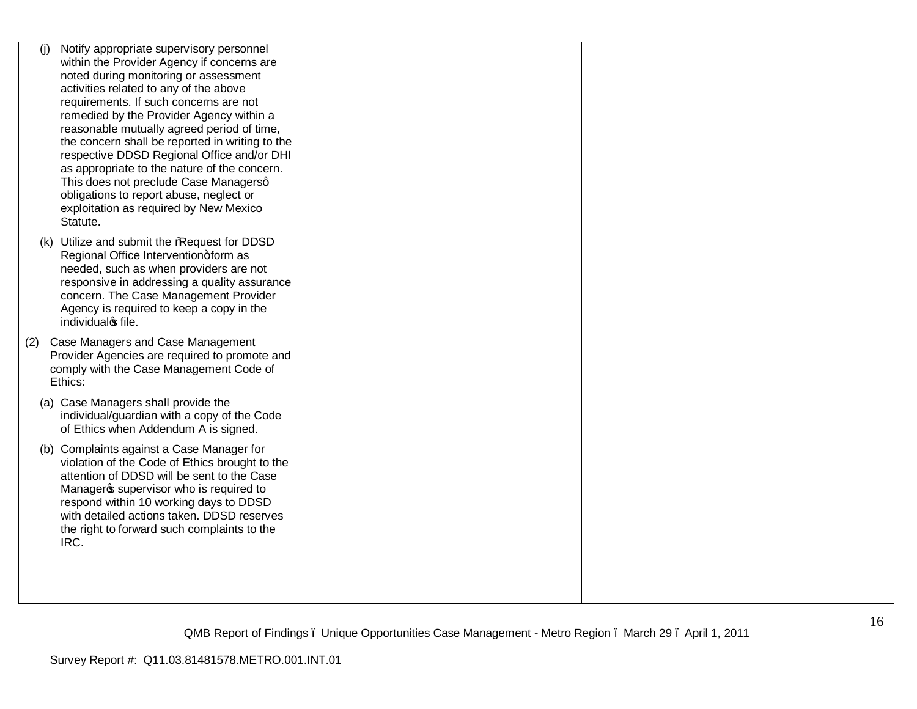| | | | |
|---|---|---|---|
| (j) Notify appropriate supervisory personnel within the Provider Agency if concerns are noted during monitoring or assessment activities related to any of the above requirements. If such concerns are not remedied by the Provider Agency within a reasonable mutually agreed period of time, the concern shall be reported in writing to the respective DDSD Regional Office and/or DHI as appropriate to the nature of the concern. This does not preclude Case Managers' obligations to report abuse, neglect or exploitation as required by New Mexico Statute.<br><br>(k) Utilize and submit the "Request for DDSD Regional Office Intervention" form as needed, such as when providers are not responsive in addressing a quality assurance concern. The Case Management Provider Agency is required to keep a copy in the individual's file.<br><br>(2) Case Managers and Case Management Provider Agencies are required to promote and comply with the Case Management Code of Ethics:<br><br>(a) Case Managers shall provide the individual/guardian with a copy of the Code of Ethics when Addendum A is signed.<br><br>(b) Complaints against a Case Manager for violation of the Code of Ethics brought to the attention of DDSD will be sent to the Case Manager's supervisor who is required to respond within 10 working days to DDSD with detailed actions taken. DDSD reserves the right to forward such complaints to the IRC. | | | |

QMB Report of Findings – Unique Opportunities Case Management - Metro Region – March 29 – April 1, 2011

Survey Report #: Q11.03.81481578.METRO.001.INT.01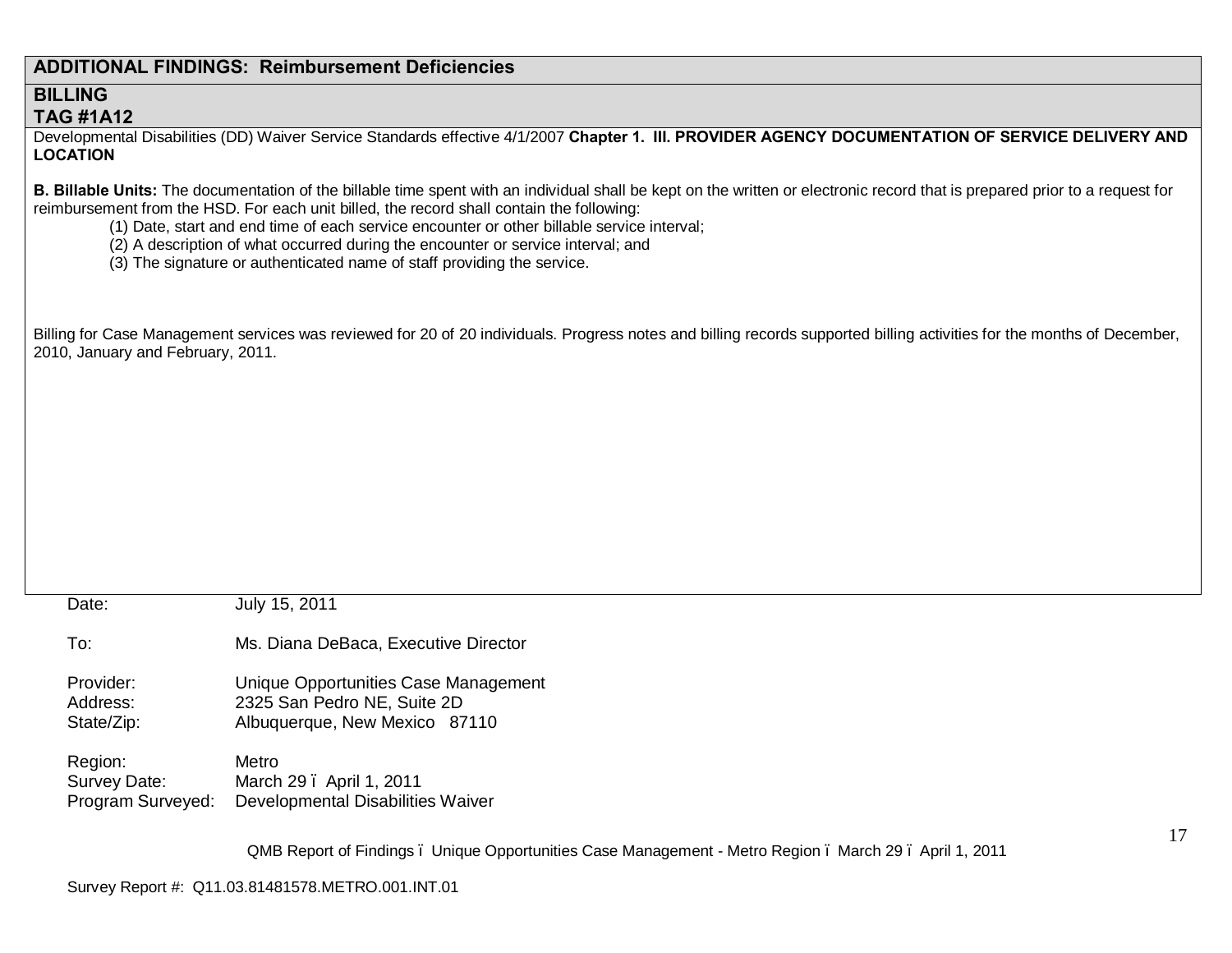## ADDITIONAL FINDINGS: Reimbursement Deficiencies

### BILLING
### TAG #1A12

Developmental Disabilities (DD) Waiver Service Standards effective 4/1/2007 **Chapter 1. III. PROVIDER AGENCY DOCUMENTATION OF SERVICE DELIVERY AND LOCATION**

**B. Billable Units:** The documentation of the billable time spent with an individual shall be kept on the written or electronic record that is prepared prior to a request for reimbursement from the HSD. For each unit billed, the record shall contain the following:

(1) Date, start and end time of each service encounter or other billable service interval;
(2) A description of what occurred during the encounter or service interval; and
(3) The signature or authenticated name of staff providing the service.

Billing for Case Management services was reviewed for 20 of 20 individuals. Progress notes and billing records supported billing activities for the months of December, 2010, January and February, 2011.

Date: July 15, 2011

To: Ms. Diana DeBaca, Executive Director

Provider: Unique Opportunities Case Management
Address: 2325 San Pedro NE, Suite 2D
State/Zip: Albuquerque, New Mexico 87110

Region: Metro
Survey Date: March 29 – April 1, 2011
Program Surveyed: Developmental Disabilities Waiver

Survey Report #: Q11.03.81481578.METRO.001.INT.01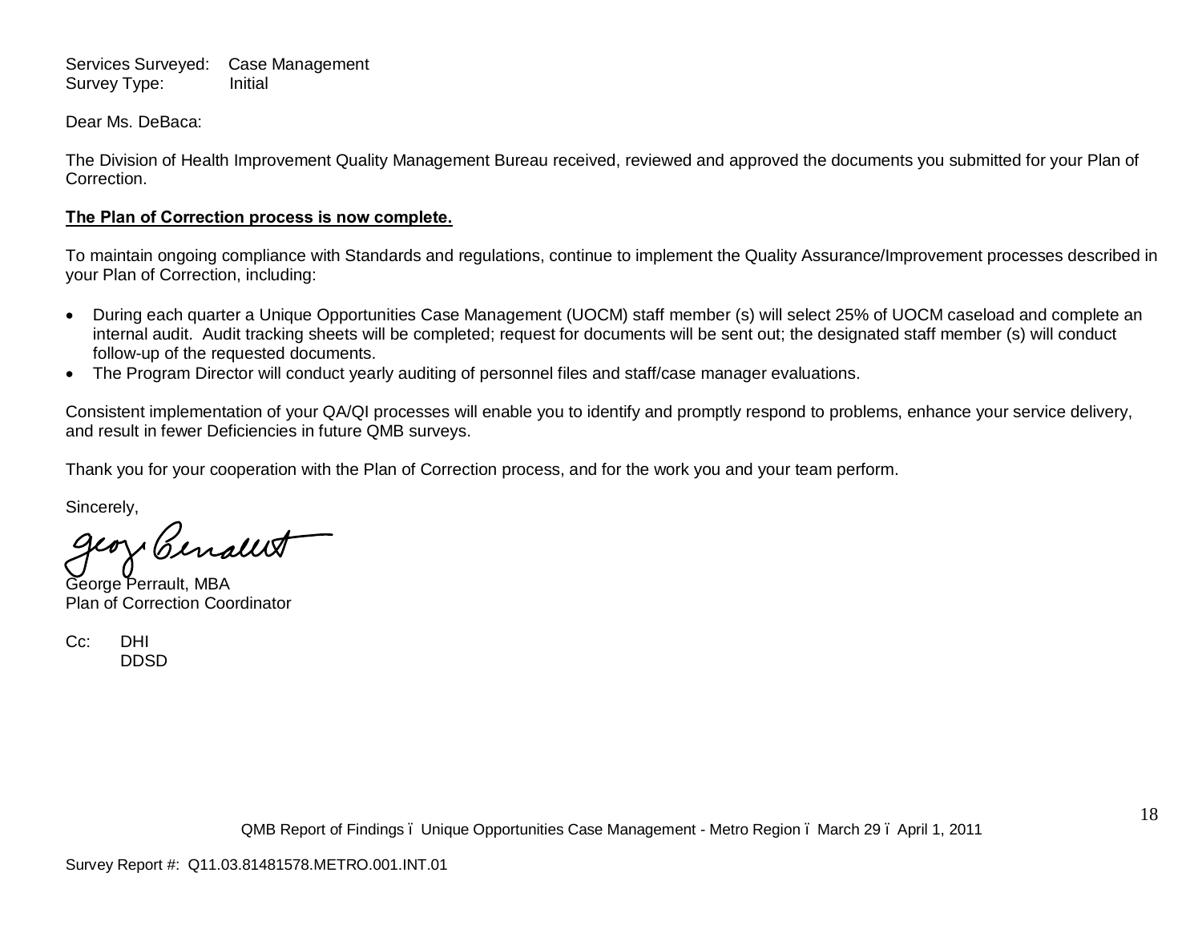Services Surveyed: Case Management
Survey Type: Initial

Dear Ms. DeBaca:

The Division of Health Improvement Quality Management Bureau received, reviewed and approved the documents you submitted for your Plan of Correction.

**The Plan of Correction process is now complete.**

To maintain ongoing compliance with Standards and regulations, continue to implement the Quality Assurance/Improvement processes described in your Plan of Correction, including:

- During each quarter a Unique Opportunities Case Management (UOCM) staff member (s) will select 25% of UOCM caseload and complete an internal audit. Audit tracking sheets will be completed; request for documents will be sent out; the designated staff member (s) will conduct follow-up of the requested documents.
- The Program Director will conduct yearly auditing of personnel files and staff/case manager evaluations.

Consistent implementation of your QA/QI processes will enable you to identify and promptly respond to problems, enhance your service delivery, and result in fewer Deficiencies in future QMB surveys.

Thank you for your cooperation with the Plan of Correction process, and for the work you and your team perform.

Sincerely,

George Perrault, MBA
Plan of Correction Coordinator

Cc: DHI
DDSD

QMB Report of Findings – Unique Opportunities Case Management - Metro Region – March 29 – April 1, 2011

Survey Report #: Q11.03.81481578.METRO.001.INT.01